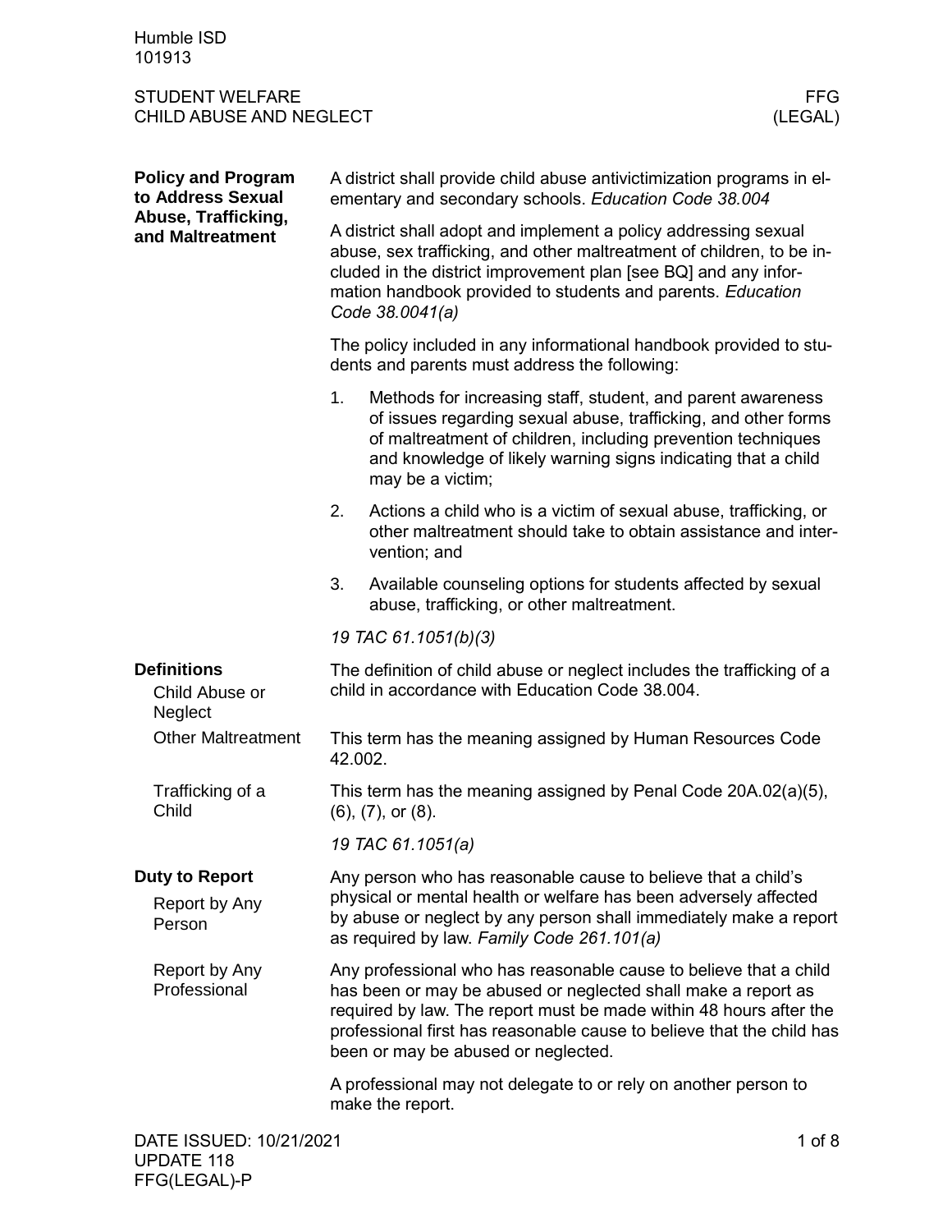Humble ISD
101913

STUDENT WELFARE
CHILD ABUSE AND NEGLECT

FFG
(LEGAL)

## Policy and Program to Address Sexual Abuse, Trafficking, and Maltreatment

A district shall provide child abuse antivictimization programs in elementary and secondary schools. *Education Code 38.004*

A district shall adopt and implement a policy addressing sexual abuse, sex trafficking, and other maltreatment of children, to be included in the district improvement plan [see BQ] and any information handbook provided to students and parents. *Education Code 38.0041(a)*

The policy included in any informational handbook provided to students and parents must address the following:

1. Methods for increasing staff, student, and parent awareness of issues regarding sexual abuse, trafficking, and other forms of maltreatment of children, including prevention techniques and knowledge of likely warning signs indicating that a child may be a victim;
2. Actions a child who is a victim of sexual abuse, trafficking, or other maltreatment should take to obtain assistance and intervention; and
3. Available counseling options for students affected by sexual abuse, trafficking, or other maltreatment.

*19 TAC 61.1051(b)(3)*

## Definitions

### Child Abuse or Neglect

The definition of child abuse or neglect includes the trafficking of a child in accordance with Education Code 38.004.

### Other Maltreatment

This term has the meaning assigned by Human Resources Code 42.002.

### Trafficking of a Child

This term has the meaning assigned by Penal Code 20A.02(a)(5), (6), (7), or (8).

*19 TAC 61.1051(a)*

## Duty to Report

### Report by Any Person

Any person who has reasonable cause to believe that a child's physical or mental health or welfare has been adversely affected by abuse or neglect by any person shall immediately make a report as required by law. *Family Code 261.101(a)*

### Report by Any Professional

Any professional who has reasonable cause to believe that a child has been or may be abused or neglected shall make a report as required by law. The report must be made within 48 hours after the professional first has reasonable cause to believe that the child has been or may be abused or neglected.

A professional may not delegate to or rely on another person to make the report.

DATE ISSUED: 10/21/2021
UPDATE 118
FFG(LEGAL)-P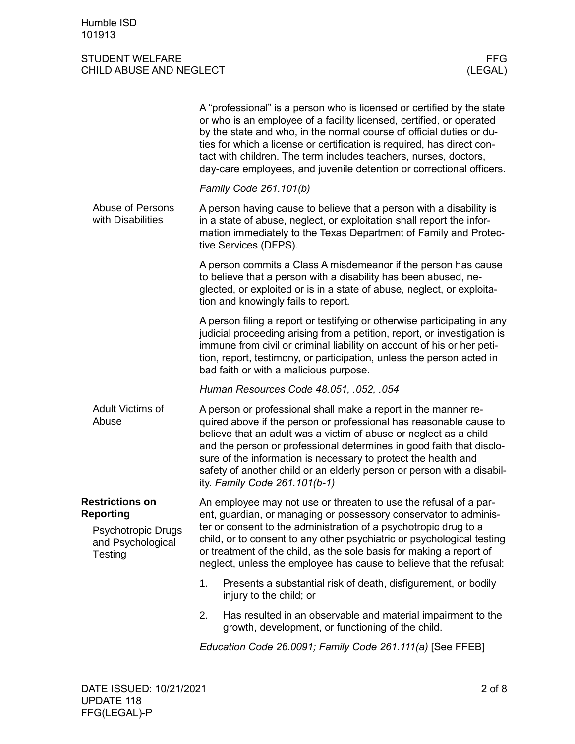A "professional" is a person who is licensed or certified by the state or who is an employee of a facility licensed, certified, or operated by the state and who, in the normal course of official duties or duties for which a license or certification is required, has direct contact with children. The term includes teachers, nurses, doctors, day-care employees, and juvenile detention or correctional officers.

*Family Code 261.101(b)*

### Abuse of Persons with Disabilities

A person having cause to believe that a person with a disability is in a state of abuse, neglect, or exploitation shall report the information immediately to the Texas Department of Family and Protective Services (DFPS).

A person commits a Class A misdemeanor if the person has cause to believe that a person with a disability has been abused, neglected, or exploited or is in a state of abuse, neglect, or exploitation and knowingly fails to report.

A person filing a report or testifying or otherwise participating in any judicial proceeding arising from a petition, report, or investigation is immune from civil or criminal liability on account of his or her petition, report, testimony, or participation, unless the person acted in bad faith or with a malicious purpose.

*Human Resources Code 48.051, .052, .054*

### Adult Victims of Abuse

A person or professional shall make a report in the manner required above if the person or professional has reasonable cause to believe that an adult was a victim of abuse or neglect as a child and the person or professional determines in good faith that disclosure of the information is necessary to protect the health and safety of another child or an elderly person or person with a disability. *Family Code 261.101(b-1)*

## Restrictions on Reporting

### Psychotropic Drugs and Psychological Testing

An employee may not use or threaten to use the refusal of a parent, guardian, or managing or possessory conservator to administer or consent to the administration of a psychotropic drug to a child, or to consent to any other psychiatric or psychological testing or treatment of the child, as the sole basis for making a report of neglect, unless the employee has cause to believe that the refusal:

1. Presents a substantial risk of death, disfigurement, or bodily injury to the child; or
2. Has resulted in an observable and material impairment to the growth, development, or functioning of the child.

*Education Code 26.0091; Family Code 261.111(a)* [See FFEB]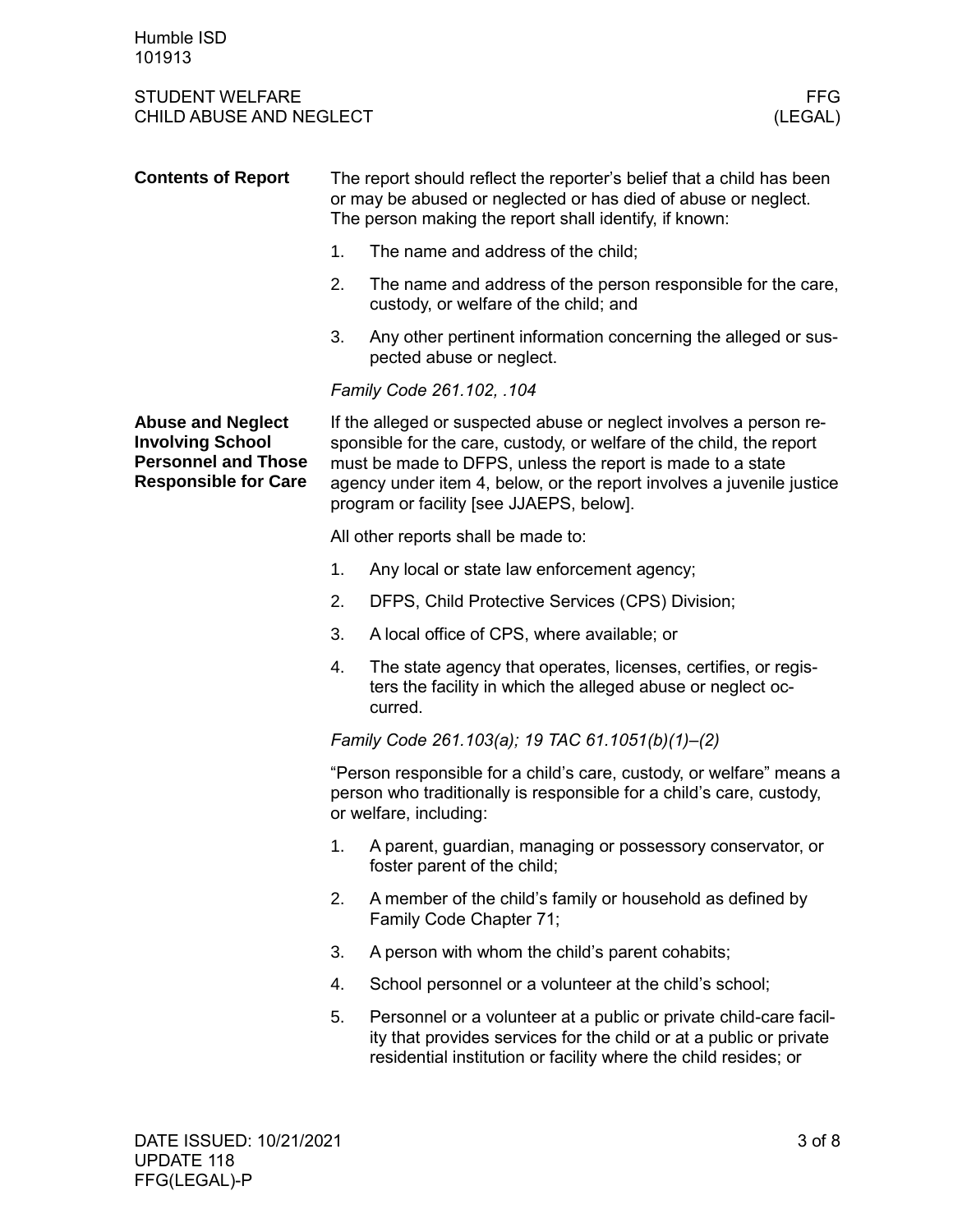**Contents of Report**

The report should reflect the reporter's belief that a child has been or may be abused or neglected or has died of abuse or neglect. The person making the report shall identify, if known:

1. The name and address of the child;
2. The name and address of the person responsible for the care, custody, or welfare of the child; and
3. Any other pertinent information concerning the alleged or suspected abuse or neglect.

*Family Code 261.102, .104*

**Abuse and Neglect Involving School Personnel and Those Responsible for Care**

If the alleged or suspected abuse or neglect involves a person responsible for the care, custody, or welfare of the child, the report must be made to DFPS, unless the report is made to a state agency under item 4, below, or the report involves a juvenile justice program or facility [see JJAEPS, below].

All other reports shall be made to:

1. Any local or state law enforcement agency;
2. DFPS, Child Protective Services (CPS) Division;
3. A local office of CPS, where available; or
4. The state agency that operates, licenses, certifies, or registers the facility in which the alleged abuse or neglect occurred.

*Family Code 261.103(a); 19 TAC 61.1051(b)(1)–(2)*

"Person responsible for a child's care, custody, or welfare" means a person who traditionally is responsible for a child's care, custody, or welfare, including:

1. A parent, guardian, managing or possessory conservator, or foster parent of the child;
2. A member of the child's family or household as defined by Family Code Chapter 71;
3. A person with whom the child's parent cohabits;
4. School personnel or a volunteer at the child's school;
5. Personnel or a volunteer at a public or private child-care facility that provides services for the child or at a public or private residential institution or facility where the child resides; or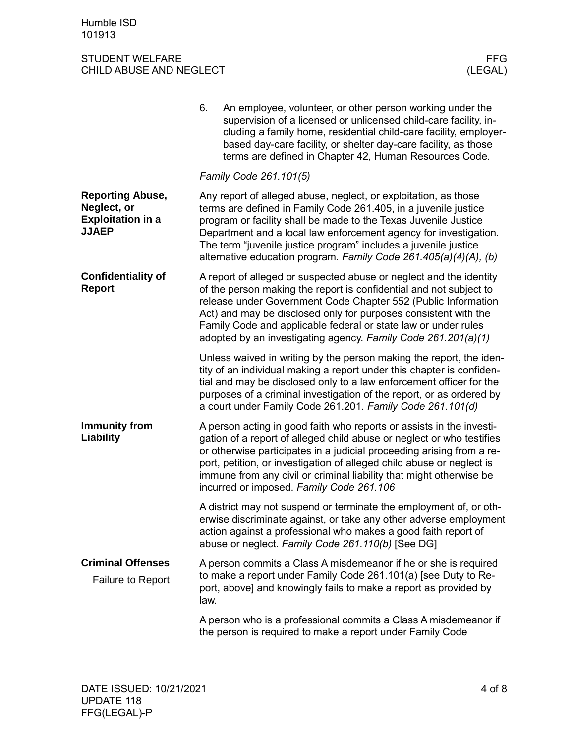6. An employee, volunteer, or other person working under the supervision of a licensed or unlicensed child-care facility, including a family home, residential child-care facility, employer-based day-care facility, or shelter day-care facility, as those terms are defined in Chapter 42, Human Resources Code.

*Family Code 261.101(5)*

## Reporting Abuse, Neglect, or Exploitation in a JJAEP

Any report of alleged abuse, neglect, or exploitation, as those terms are defined in Family Code 261.405, in a juvenile justice program or facility shall be made to the Texas Juvenile Justice Department and a local law enforcement agency for investigation. The term "juvenile justice program" includes a juvenile justice alternative education program. *Family Code 261.405(a)(4)(A), (b)*

## Confidentiality of Report

A report of alleged or suspected abuse or neglect and the identity of the person making the report is confidential and not subject to release under Government Code Chapter 552 (Public Information Act) and may be disclosed only for purposes consistent with the Family Code and applicable federal or state law or under rules adopted by an investigating agency. *Family Code 261.201(a)(1)*

Unless waived in writing by the person making the report, the identity of an individual making a report under this chapter is confidential and may be disclosed only to a law enforcement officer for the purposes of a criminal investigation of the report, or as ordered by a court under Family Code 261.201. *Family Code 261.101(d)*

## Immunity from Liability

A person acting in good faith who reports or assists in the investigation of a report of alleged child abuse or neglect or who testifies or otherwise participates in a judicial proceeding arising from a report, petition, or investigation of alleged child abuse or neglect is immune from any civil or criminal liability that might otherwise be incurred or imposed. *Family Code 261.106*

A district may not suspend or terminate the employment of, or otherwise discriminate against, or take any other adverse employment action against a professional who makes a good faith report of abuse or neglect. *Family Code 261.110(b)* [See DG]

## Criminal Offenses

### Failure to Report

A person commits a Class A misdemeanor if he or she is required to make a report under Family Code 261.101(a) [see Duty to Report, above] and knowingly fails to make a report as provided by law.

A person who is a professional commits a Class A misdemeanor if the person is required to make a report under Family Code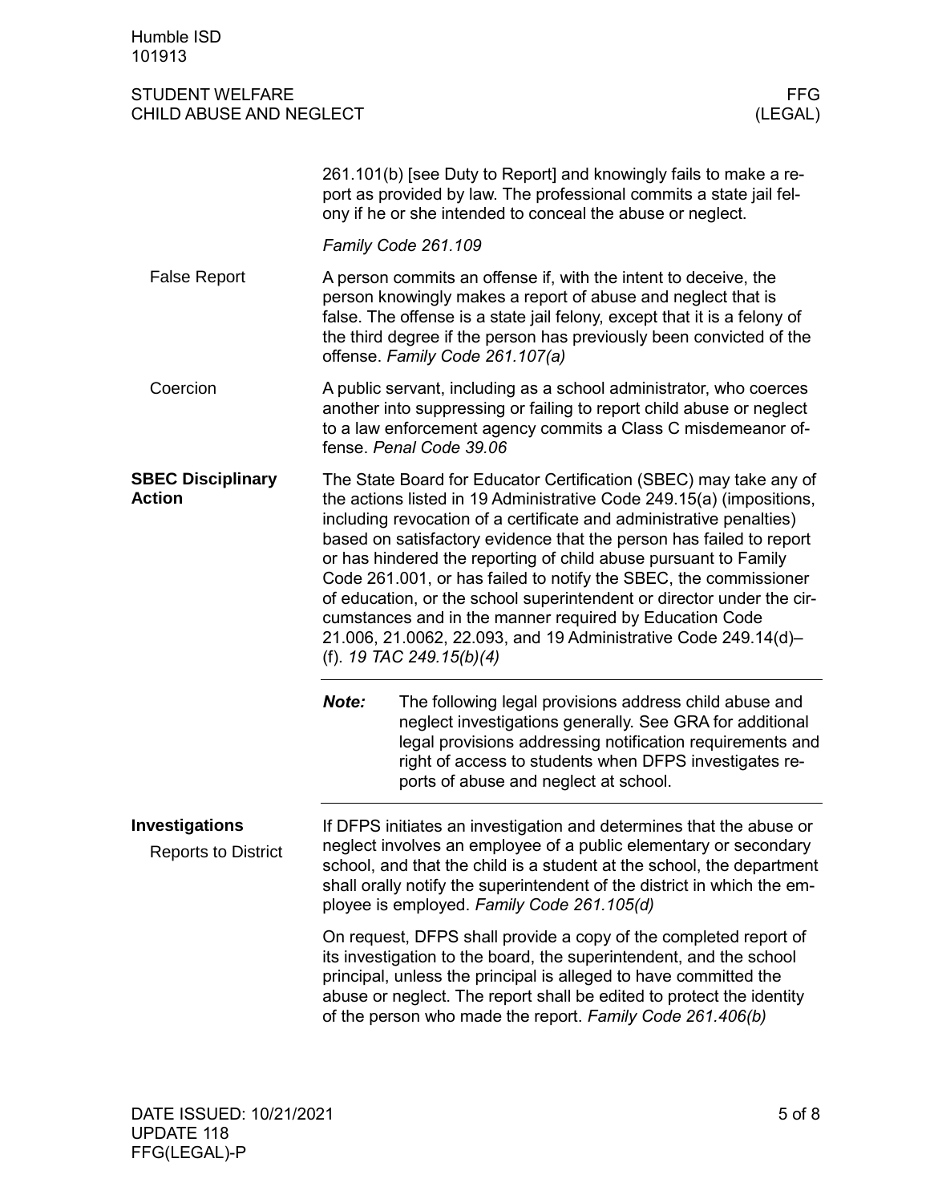261.101(b) [see Duty to Report] and knowingly fails to make a report as provided by law. The professional commits a state jail felony if he or she intended to conceal the abuse or neglect.

*Family Code 261.109*

### False Report

A person commits an offense if, with the intent to deceive, the person knowingly makes a report of abuse and neglect that is false. The offense is a state jail felony, except that it is a felony of the third degree if the person has previously been convicted of the offense. *Family Code 261.107(a)*

### Coercion

A public servant, including as a school administrator, who coerces another into suppressing or failing to report child abuse or neglect to a law enforcement agency commits a Class C misdemeanor offense. *Penal Code 39.06*

## SBEC Disciplinary Action

The State Board for Educator Certification (SBEC) may take any of the actions listed in 19 Administrative Code 249.15(a) (impositions, including revocation of a certificate and administrative penalties) based on satisfactory evidence that the person has failed to report or has hindered the reporting of child abuse pursuant to Family Code 261.001, or has failed to notify the SBEC, the commissioner of education, or the school superintendent or director under the circumstances and in the manner required by Education Code 21.006, 21.0062, 22.093, and 19 Administrative Code 249.14(d)–(f). *19 TAC 249.15(b)(4)*

---

***Note:*** The following legal provisions address child abuse and neglect investigations generally. See GRA for additional legal provisions addressing notification requirements and right of access to students when DFPS investigates reports of abuse and neglect at school.

---

## Investigations

### Reports to District

If DFPS initiates an investigation and determines that the abuse or neglect involves an employee of a public elementary or secondary school, and that the child is a student at the school, the department shall orally notify the superintendent of the district in which the employee is employed. *Family Code 261.105(d)*

On request, DFPS shall provide a copy of the completed report of its investigation to the board, the superintendent, and the school principal, unless the principal is alleged to have committed the abuse or neglect. The report shall be edited to protect the identity of the person who made the report. *Family Code 261.406(b)*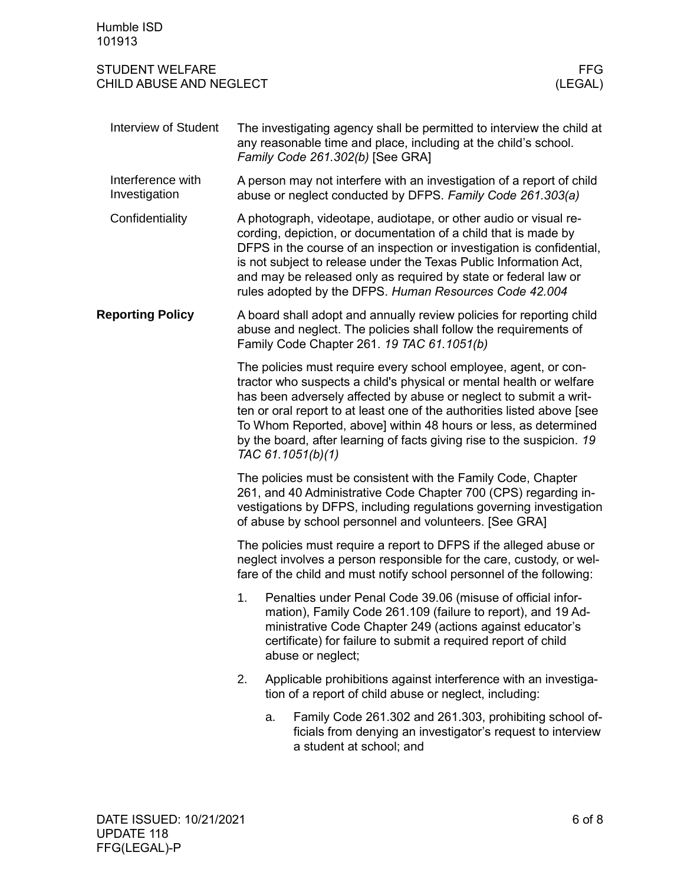#### Interview of Student

The investigating agency shall be permitted to interview the child at any reasonable time and place, including at the child's school. *Family Code 261.302(b)* [See GRA]

#### Interference with Investigation

A person may not interfere with an investigation of a report of child abuse or neglect conducted by DFPS. *Family Code 261.303(a)*

#### Confidentiality

A photograph, videotape, audiotape, or other audio or visual recording, depiction, or documentation of a child that is made by DFPS in the course of an inspection or investigation is confidential, is not subject to release under the Texas Public Information Act, and may be released only as required by state or federal law or rules adopted by the DFPS. *Human Resources Code 42.004*

## Reporting Policy

A board shall adopt and annually review policies for reporting child abuse and neglect. The policies shall follow the requirements of Family Code Chapter 261. *19 TAC 61.1051(b)*

The policies must require every school employee, agent, or contractor who suspects a child's physical or mental health or welfare has been adversely affected by abuse or neglect to submit a written or oral report to at least one of the authorities listed above [see To Whom Reported, above] within 48 hours or less, as determined by the board, after learning of facts giving rise to the suspicion. *19 TAC 61.1051(b)(1)*

The policies must be consistent with the Family Code, Chapter 261, and 40 Administrative Code Chapter 700 (CPS) regarding investigations by DFPS, including regulations governing investigation of abuse by school personnel and volunteers. [See GRA]

The policies must require a report to DFPS if the alleged abuse or neglect involves a person responsible for the care, custody, or welfare of the child and must notify school personnel of the following:

1. Penalties under Penal Code 39.06 (misuse of official information), Family Code 261.109 (failure to report), and 19 Administrative Code Chapter 249 (actions against educator's certificate) for failure to submit a required report of child abuse or neglect;
2. Applicable prohibitions against interference with an investigation of a report of child abuse or neglect, including:
   a. Family Code 261.302 and 261.303, prohibiting school officials from denying an investigator's request to interview a student at school; and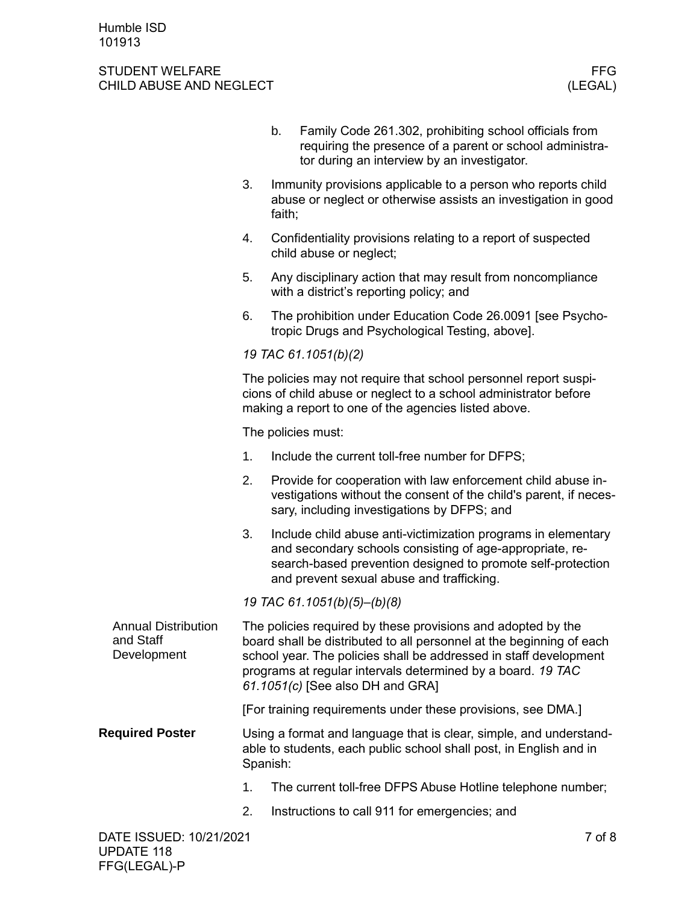b. Family Code 261.302, prohibiting school officials from requiring the presence of a parent or school administrator during an interview by an investigator.

3. Immunity provisions applicable to a person who reports child abuse or neglect or otherwise assists an investigation in good faith;
4. Confidentiality provisions relating to a report of suspected child abuse or neglect;
5. Any disciplinary action that may result from noncompliance with a district's reporting policy; and
6. The prohibition under Education Code 26.0091 [see Psychotropic Drugs and Psychological Testing, above].

*19 TAC 61.1051(b)(2)*

The policies may not require that school personnel report suspicions of child abuse or neglect to a school administrator before making a report to one of the agencies listed above.

The policies must:

1. Include the current toll-free number for DFPS;
2. Provide for cooperation with law enforcement child abuse investigations without the consent of the child's parent, if necessary, including investigations by DFPS; and
3. Include child abuse anti-victimization programs in elementary and secondary schools consisting of age-appropriate, research-based prevention designed to promote self-protection and prevent sexual abuse and trafficking.

*19 TAC 61.1051(b)(5)–(b)(8)*

### Annual Distribution and Staff Development

The policies required by these provisions and adopted by the board shall be distributed to all personnel at the beginning of each school year. The policies shall be addressed in staff development programs at regular intervals determined by a board. *19 TAC 61.1051(c)* [See also DH and GRA]

[For training requirements under these provisions, see DMA.]

## Required Poster

Using a format and language that is clear, simple, and understandable to students, each public school shall post, in English and in Spanish:

1. The current toll-free DFPS Abuse Hotline telephone number;
2. Instructions to call 911 for emergencies; and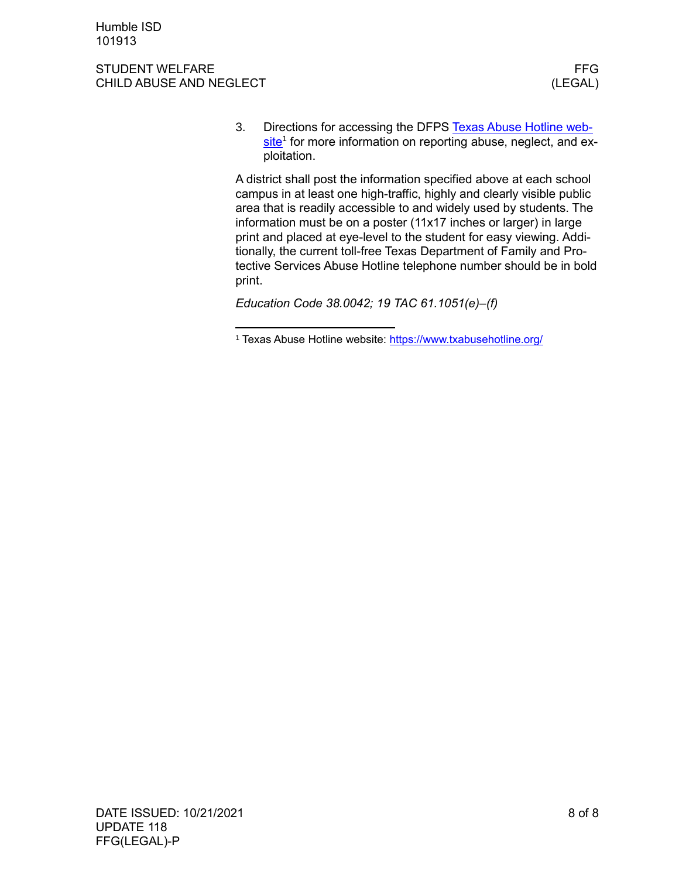3. Directions for accessing the DFPS Texas Abuse Hotline website[1] for more information on reporting abuse, neglect, and exploitation.

A district shall post the information specified above at each school campus in at least one high-traffic, highly and clearly visible public area that is readily accessible to and widely used by students. The information must be on a poster (11x17 inches or larger) in large print and placed at eye-level to the student for easy viewing. Additionally, the current toll-free Texas Department of Family and Protective Services Abuse Hotline telephone number should be in bold print.

*Education Code 38.0042; 19 TAC 61.1051(e)–(f)*

---

[1] Texas Abuse Hotline website: https://www.txabusehotline.org/